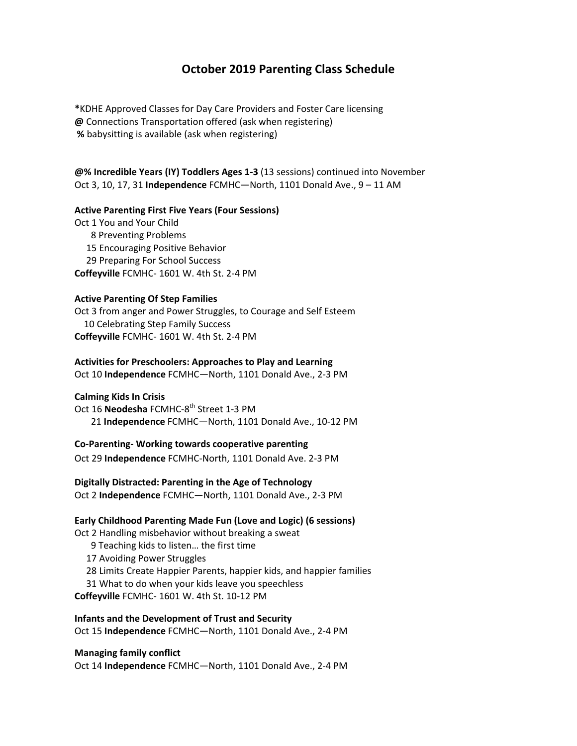# October 2019 Parenting Class Schedule

**\***KDHE Approved Classes for Day Care Providers and Foster Care licensing
**@** Connections Transportation offered (ask when registering)
**%** babysitting is available (ask when registering)

**@% Incredible Years (IY) Toddlers Ages 1-3** (13 sessions) continued into November
Oct 3, 10, 17, 31 **Independence** FCMHC—North, 1101 Donald Ave., 9 – 11 AM

**Active Parenting First Five Years (Four Sessions)**
Oct 1 You and Your Child
8 Preventing Problems
15 Encouraging Positive Behavior
29 Preparing For School Success
**Coffeyville** FCMHC- 1601 W. 4th St. 2-4 PM

**Active Parenting Of Step Families**
Oct 3 from anger and Power Struggles, to Courage and Self Esteem
10 Celebrating Step Family Success
**Coffeyville** FCMHC- 1601 W. 4th St. 2-4 PM

**Activities for Preschoolers: Approaches to Play and Learning**
Oct 10 **Independence** FCMHC—North, 1101 Donald Ave., 2-3 PM

**Calming Kids In Crisis**
Oct 16 **Neodesha** FCMHC-8th Street 1-3 PM
21 **Independence** FCMHC—North, 1101 Donald Ave., 10-12 PM

**Co-Parenting- Working towards cooperative parenting**
Oct 29 **Independence** FCMHC-North, 1101 Donald Ave. 2-3 PM

**Digitally Distracted: Parenting in the Age of Technology**
Oct 2 **Independence** FCMHC—North, 1101 Donald Ave., 2-3 PM

**Early Childhood Parenting Made Fun (Love and Logic) (6 sessions)**
Oct 2 Handling misbehavior without breaking a sweat
9 Teaching kids to listen… the first time
17 Avoiding Power Struggles
28 Limits Create Happier Parents, happier kids, and happier families
31 What to do when your kids leave you speechless
**Coffeyville** FCMHC- 1601 W. 4th St. 10-12 PM

**Infants and the Development of Trust and Security**
Oct 15 **Independence** FCMHC—North, 1101 Donald Ave., 2-4 PM

**Managing family conflict**
Oct 14 **Independence** FCMHC—North, 1101 Donald Ave., 2-4 PM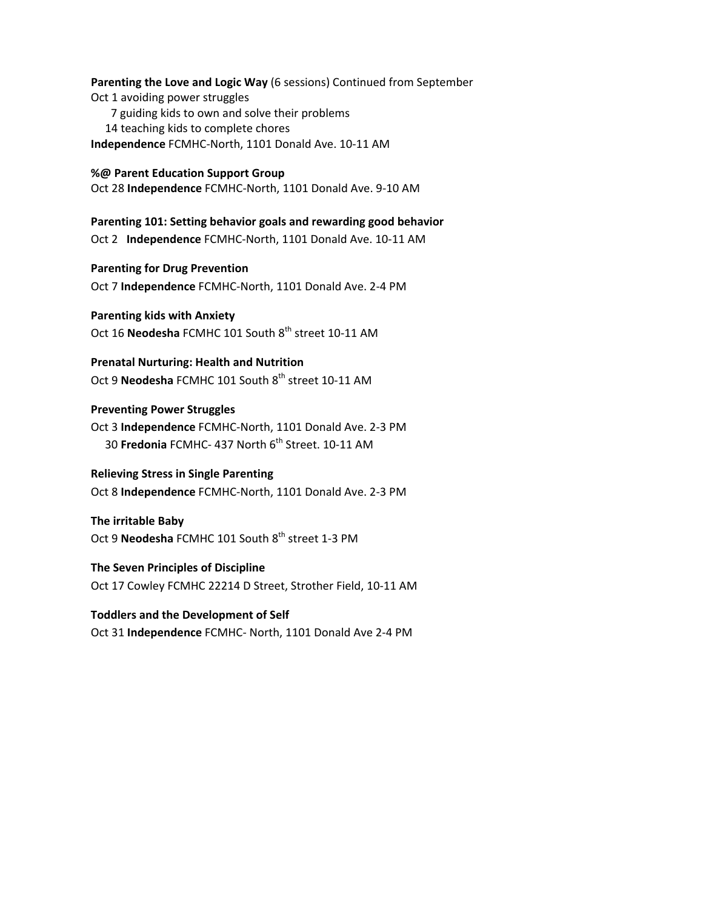**Parenting the Love and Logic Way** (6 sessions) Continued from September

Oct 1 avoiding power struggles
7 guiding kids to own and solve their problems
14 teaching kids to complete chores

**Independence** FCMHC-North, 1101 Donald Ave. 10-11 AM

**%@ Parent Education Support Group**

Oct 28 **Independence** FCMHC-North, 1101 Donald Ave. 9-10 AM

**Parenting 101: Setting behavior goals and rewarding good behavior**

Oct 2 **Independence** FCMHC-North, 1101 Donald Ave. 10-11 AM

**Parenting for Drug Prevention**

Oct 7 **Independence** FCMHC-North, 1101 Donald Ave. 2-4 PM

**Parenting kids with Anxiety**

Oct 16 **Neodesha** FCMHC 101 South 8th street 10-11 AM

**Prenatal Nurturing: Health and Nutrition**

Oct 9 **Neodesha** FCMHC 101 South 8th street 10-11 AM

**Preventing Power Struggles**

Oct 3 **Independence** FCMHC-North, 1101 Donald Ave. 2-3 PM
30 **Fredonia** FCMHC- 437 North 6th Street. 10-11 AM

**Relieving Stress in Single Parenting**

Oct 8 **Independence** FCMHC-North, 1101 Donald Ave. 2-3 PM

**The irritable Baby**

Oct 9 **Neodesha** FCMHC 101 South 8th street 1-3 PM

**The Seven Principles of Discipline**

Oct 17 Cowley FCMHC 22214 D Street, Strother Field, 10-11 AM

**Toddlers and the Development of Self**

Oct 31 **Independence** FCMHC- North, 1101 Donald Ave 2-4 PM